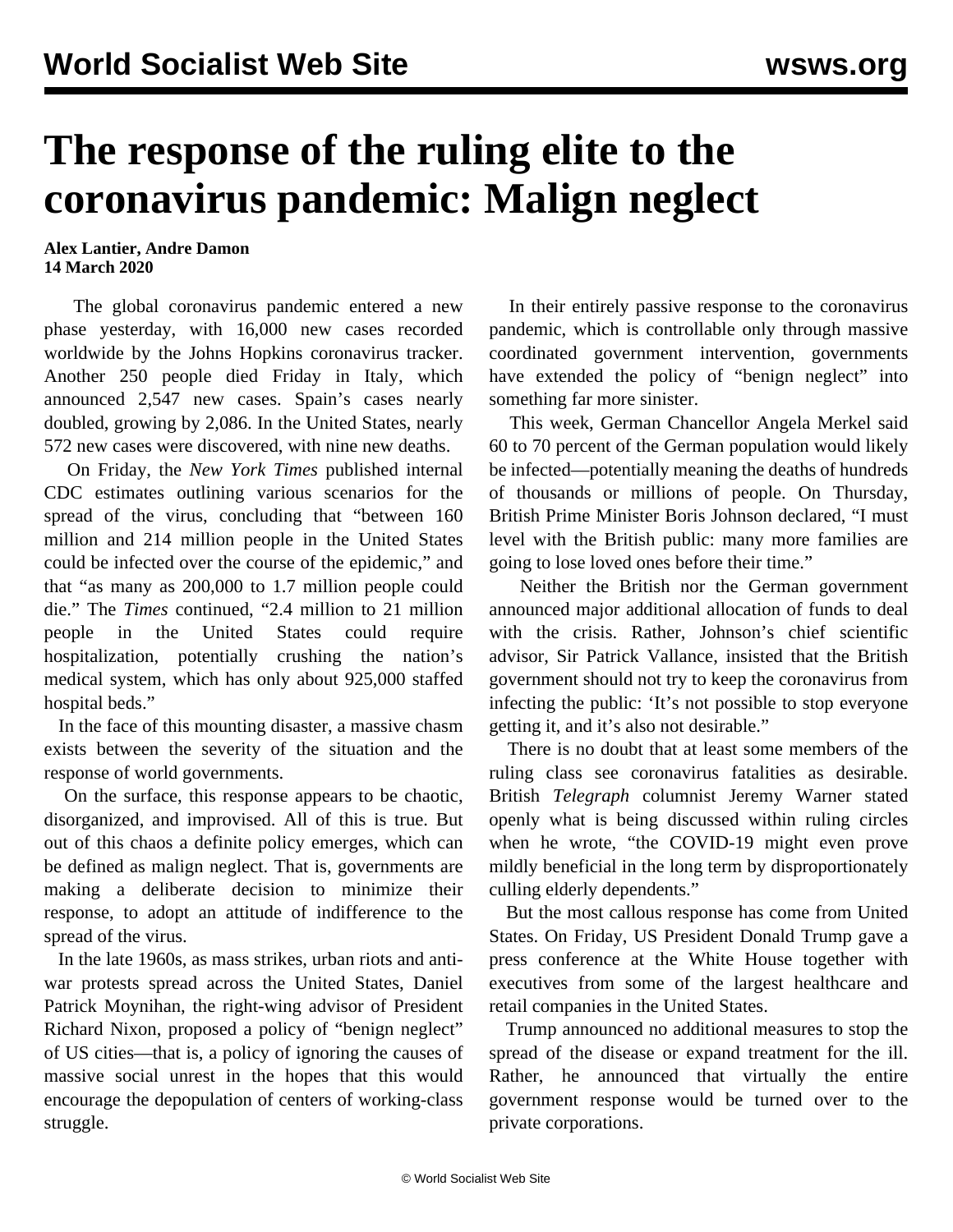# The response of the ruling elite to the coronavirus pandemic: Malign neglect

**Alex Lantier, Andre Damon**
**14 March 2020**

The global coronavirus pandemic entered a new phase yesterday, with 16,000 new cases recorded worldwide by the Johns Hopkins coronavirus tracker. Another 250 people died Friday in Italy, which announced 2,547 new cases. Spain's cases nearly doubled, growing by 2,086. In the United States, nearly 572 new cases were discovered, with nine new deaths.

On Friday, the *New York Times* published internal CDC estimates outlining various scenarios for the spread of the virus, concluding that "between 160 million and 214 million people in the United States could be infected over the course of the epidemic," and that "as many as 200,000 to 1.7 million people could die." The *Times* continued, "2.4 million to 21 million people in the United States could require hospitalization, potentially crushing the nation's medical system, which has only about 925,000 staffed hospital beds."

In the face of this mounting disaster, a massive chasm exists between the severity of the situation and the response of world governments.

On the surface, this response appears to be chaotic, disorganized, and improvised. All of this is true. But out of this chaos a definite policy emerges, which can be defined as malign neglect. That is, governments are making a deliberate decision to minimize their response, to adopt an attitude of indifference to the spread of the virus.

In the late 1960s, as mass strikes, urban riots and anti-war protests spread across the United States, Daniel Patrick Moynihan, the right-wing advisor of President Richard Nixon, proposed a policy of "benign neglect" of US cities—that is, a policy of ignoring the causes of massive social unrest in the hopes that this would encourage the depopulation of centers of working-class struggle.

In their entirely passive response to the coronavirus pandemic, which is controllable only through massive coordinated government intervention, governments have extended the policy of "benign neglect" into something far more sinister.

This week, German Chancellor Angela Merkel said 60 to 70 percent of the German population would likely be infected—potentially meaning the deaths of hundreds of thousands or millions of people. On Thursday, British Prime Minister Boris Johnson declared, "I must level with the British public: many more families are going to lose loved ones before their time."

Neither the British nor the German government announced major additional allocation of funds to deal with the crisis. Rather, Johnson's chief scientific advisor, Sir Patrick Vallance, insisted that the British government should not try to keep the coronavirus from infecting the public: 'It's not possible to stop everyone getting it, and it's also not desirable."

There is no doubt that at least some members of the ruling class see coronavirus fatalities as desirable. British *Telegraph* columnist Jeremy Warner stated openly what is being discussed within ruling circles when he wrote, "the COVID-19 might even prove mildly beneficial in the long term by disproportionately culling elderly dependents."

But the most callous response has come from United States. On Friday, US President Donald Trump gave a press conference at the White House together with executives from some of the largest healthcare and retail companies in the United States.

Trump announced no additional measures to stop the spread of the disease or expand treatment for the ill. Rather, he announced that virtually the entire government response would be turned over to the private corporations.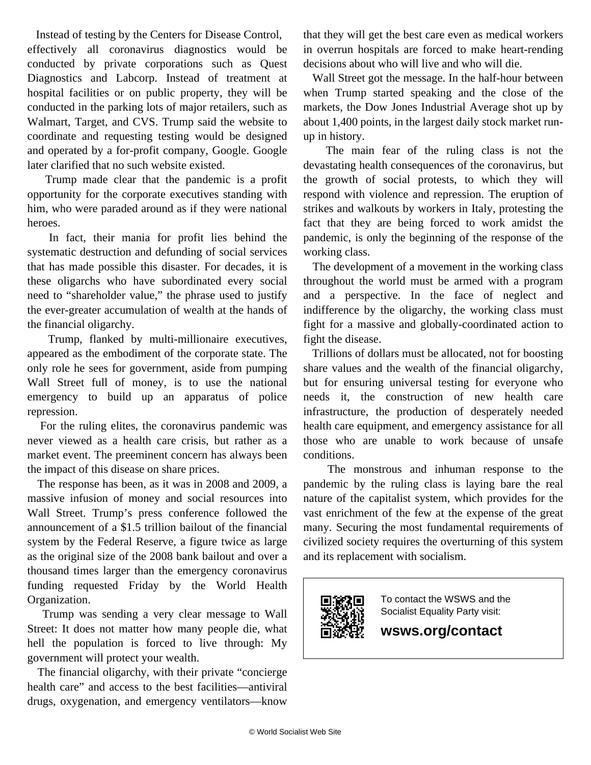Instead of testing by the Centers for Disease Control, effectively all coronavirus diagnostics would be conducted by private corporations such as Quest Diagnostics and Labcorp. Instead of treatment at hospital facilities or on public property, they will be conducted in the parking lots of major retailers, such as Walmart, Target, and CVS. Trump said the website to coordinate and requesting testing would be designed and operated by a for-profit company, Google. Google later clarified that no such website existed.

Trump made clear that the pandemic is a profit opportunity for the corporate executives standing with him, who were paraded around as if they were national heroes.

In fact, their mania for profit lies behind the systematic destruction and defunding of social services that has made possible this disaster. For decades, it is these oligarchs who have subordinated every social need to "shareholder value," the phrase used to justify the ever-greater accumulation of wealth at the hands of the financial oligarchy.

Trump, flanked by multi-millionaire executives, appeared as the embodiment of the corporate state. The only role he sees for government, aside from pumping Wall Street full of money, is to use the national emergency to build up an apparatus of police repression.

For the ruling elites, the coronavirus pandemic was never viewed as a health care crisis, but rather as a market event. The preeminent concern has always been the impact of this disease on share prices.

The response has been, as it was in 2008 and 2009, a massive infusion of money and social resources into Wall Street. Trump's press conference followed the announcement of a $1.5 trillion bailout of the financial system by the Federal Reserve, a figure twice as large as the original size of the 2008 bank bailout and over a thousand times larger than the emergency coronavirus funding requested Friday by the World Health Organization.

Trump was sending a very clear message to Wall Street: It does not matter how many people die, what hell the population is forced to live through: My government will protect your wealth.

The financial oligarchy, with their private "concierge health care" and access to the best facilities—antiviral drugs, oxygenation, and emergency ventilators—know that they will get the best care even as medical workers in overrun hospitals are forced to make heart-rending decisions about who will live and who will die.

Wall Street got the message. In the half-hour between when Trump started speaking and the close of the markets, the Dow Jones Industrial Average shot up by about 1,400 points, in the largest daily stock market run-up in history.

The main fear of the ruling class is not the devastating health consequences of the coronavirus, but the growth of social protests, to which they will respond with violence and repression. The eruption of strikes and walkouts by workers in Italy, protesting the fact that they are being forced to work amidst the pandemic, is only the beginning of the response of the working class.

The development of a movement in the working class throughout the world must be armed with a program and a perspective. In the face of neglect and indifference by the oligarchy, the working class must fight for a massive and globally-coordinated action to fight the disease.

Trillions of dollars must be allocated, not for boosting share values and the wealth of the financial oligarchy, but for ensuring universal testing for everyone who needs it, the construction of new health care infrastructure, the production of desperately needed health care equipment, and emergency assistance for all those who are unable to work because of unsafe conditions.

The monstrous and inhuman response to the pandemic by the ruling class is laying bare the real nature of the capitalist system, which provides for the vast enrichment of the few at the expense of the great many. Securing the most fundamental requirements of civilized society requires the overturning of this system and its replacement with socialism.

To contact the WSWS and the Socialist Equality Party visit:

**wsws.org/contact**